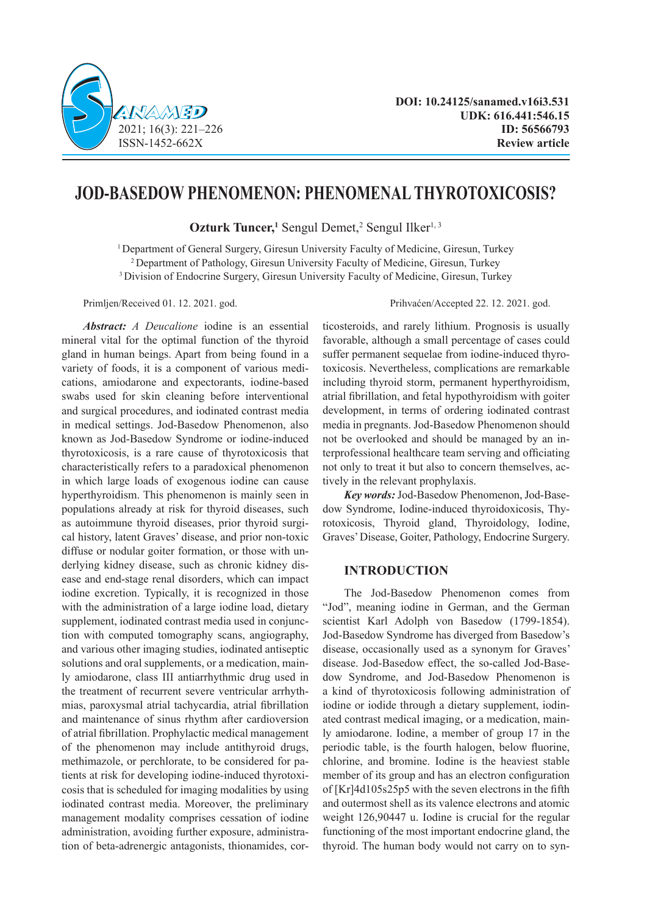DOI: 10.24125/sanamed.v16i3.531
UDK: 616.441:546.15
ID: 56566793
**Review article**

# JOD-BASEDOW PHENOMENON: PHENOMENAL THYROTOXICOSIS?

**Ozturk Tuncer,**[1] Sengul Demet,[2] Sengul Ilker[1, 3]

[1] Department of General Surgery, Giresun University Faculty of Medicine, Giresun, Turkey
[2] Department of Pathology, Giresun University Faculty of Medicine, Giresun, Turkey
[3] Division of Endocrine Surgery, Giresun University Faculty of Medicine, Giresun, Turkey

Primljen/Received 01. 12. 2021. god.

Prihvaćen/Accepted 22. 12. 2021. god.

***Abstract:*** *A Deucalione* iodine is an essential mineral vital for the optimal function of the thyroid gland in human beings. Apart from being found in a variety of foods, it is a component of various medications, amiodarone and expectorants, iodine-based swabs used for skin cleaning before interventional and surgical procedures, and iodinated contrast media in medical settings. Jod-Basedow Phenomenon, also known as Jod-Basedow Syndrome or iodine-induced thyrotoxicosis, is a rare cause of thyrotoxicosis that characteristically refers to a paradoxical phenomenon in which large loads of exogenous iodine can cause hyperthyroidism. This phenomenon is mainly seen in populations already at risk for thyroid diseases, such as autoimmune thyroid diseases, prior thyroid surgical history, latent Graves' disease, and prior non-toxic diffuse or nodular goiter formation, or those with underlying kidney disease, such as chronic kidney disease and end-stage renal disorders, which can impact iodine excretion. Typically, it is recognized in those with the administration of a large iodine load, dietary supplement, iodinated contrast media used in conjunction with computed tomography scans, angiography, and various other imaging studies, iodinated antiseptic solutions and oral supplements, or a medication, mainly amiodarone, class III antiarrhythmic drug used in the treatment of recurrent severe ventricular arrhythmias, paroxysmal atrial tachycardia, atrial fibrillation and maintenance of sinus rhythm after cardioversion of atrial fibrillation. Prophylactic medical management of the phenomenon may include antithyroid drugs, methimazole, or perchlorate, to be considered for patients at risk for developing iodine-induced thyrotoxicosis that is scheduled for imaging modalities by using iodinated contrast media. Moreover, the preliminary management modality comprises cessation of iodine administration, avoiding further exposure, administration of beta-adrenergic antagonists, thionamides, corticosteroids, and rarely lithium. Prognosis is usually favorable, although a small percentage of cases could suffer permanent sequelae from iodine-induced thyrotoxicosis. Nevertheless, complications are remarkable including thyroid storm, permanent hyperthyroidism, atrial fibrillation, and fetal hypothyroidism with goiter development, in terms of ordering iodinated contrast media in pregnants. Jod-Basedow Phenomenon should not be overlooked and should be managed by an interprofessional healthcare team serving and officiating not only to treat it but also to concern themselves, actively in the relevant prophylaxis.

***Key words:*** Jod-Basedow Phenomenon, Jod-Basedow Syndrome, Iodine-induced thyroidoxicosis, Thyrotoxicosis, Thyroid gland, Thyroidology, Iodine, Graves' Disease, Goiter, Pathology, Endocrine Surgery.

## INTRODUCTION

The Jod-Basedow Phenomenon comes from "Jod", meaning iodine in German, and the German scientist Karl Adolph von Basedow (1799-1854). Jod-Basedow Syndrome has diverged from Basedow's disease, occasionally used as a synonym for Graves' disease. Jod-Basedow effect, the so-called Jod-Basedow Syndrome, and Jod-Basedow Phenomenon is a kind of thyrotoxicosis following administration of iodine or iodide through a dietary supplement, iodinated contrast medical imaging, or a medication, mainly amiodarone. Iodine, a member of group 17 in the periodic table, is the fourth halogen, below fluorine, chlorine, and bromine. Iodine is the heaviest stable member of its group and has an electron configuration of [Kr]4d105s25p5 with the seven electrons in the fifth and outermost shell as its valence electrons and atomic weight 126,90447 u. Iodine is crucial for the regular functioning of the most important endocrine gland, the thyroid. The human body would not carry on to syn-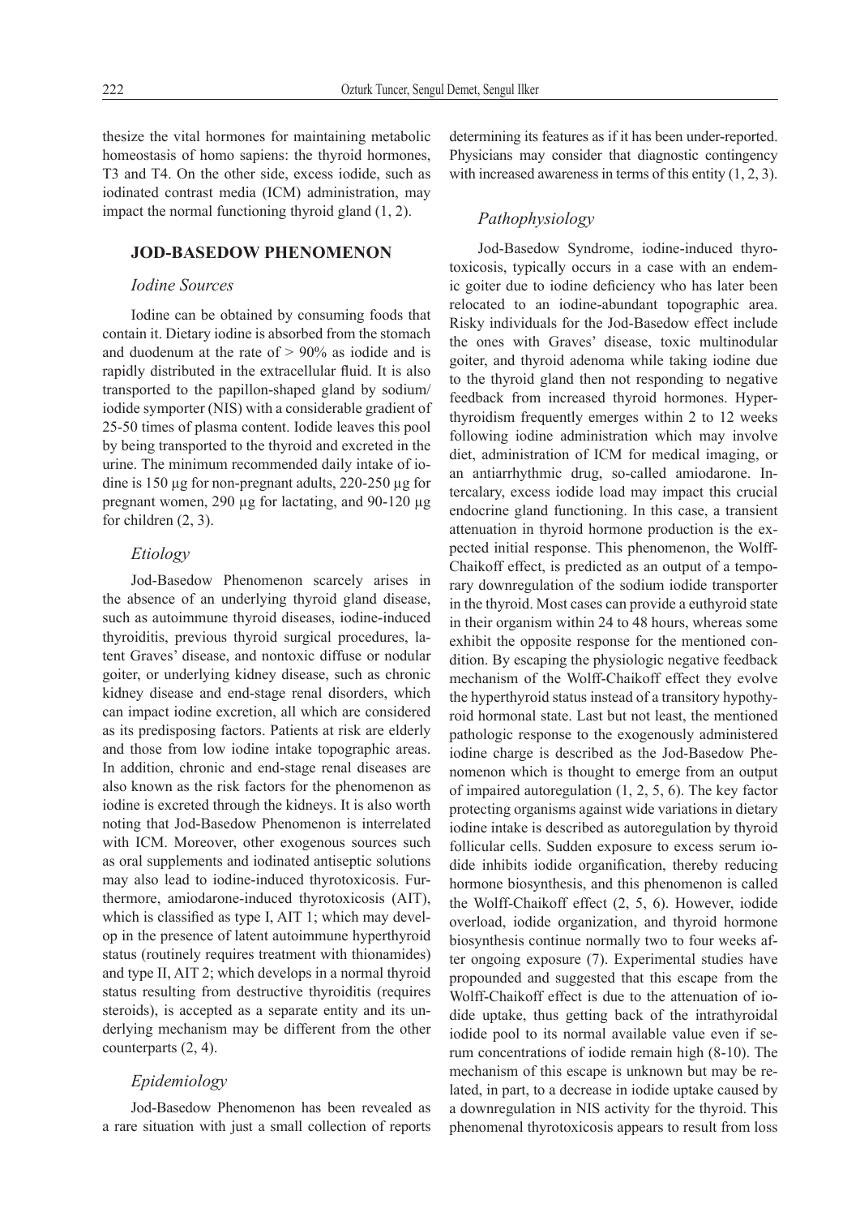thesize the vital hormones for maintaining metabolic homeostasis of homo sapiens: the thyroid hormones, T3 and T4. On the other side, excess iodide, such as iodinated contrast media (ICM) administration, may impact the normal functioning thyroid gland (1, 2).

## JOD-BASEDOW PHENOMENON

### *Iodine Sources*

Iodine can be obtained by consuming foods that contain it. Dietary iodine is absorbed from the stomach and duodenum at the rate of > 90% as iodide and is rapidly distributed in the extracellular fluid. It is also transported to the papillon-shaped gland by sodium/iodide symporter (NIS) with a considerable gradient of 25-50 times of plasma content. Iodide leaves this pool by being transported to the thyroid and excreted in the urine. The minimum recommended daily intake of iodine is 150 µg for non-pregnant adults, 220-250 µg for pregnant women, 290 µg for lactating, and 90-120 µg for children (2, 3).

### *Etiology*

Jod-Basedow Phenomenon scarcely arises in the absence of an underlying thyroid gland disease, such as autoimmune thyroid diseases, iodine-induced thyroiditis, previous thyroid surgical procedures, latent Graves' disease, and nontoxic diffuse or nodular goiter, or underlying kidney disease, such as chronic kidney disease and end-stage renal disorders, which can impact iodine excretion, all which are considered as its predisposing factors. Patients at risk are elderly and those from low iodine intake topographic areas. In addition, chronic and end-stage renal diseases are also known as the risk factors for the phenomenon as iodine is excreted through the kidneys. It is also worth noting that Jod-Basedow Phenomenon is interrelated with ICM. Moreover, other exogenous sources such as oral supplements and iodinated antiseptic solutions may also lead to iodine-induced thyrotoxicosis. Furthermore, amiodarone-induced thyrotoxicosis (AIT), which is classified as type I, AIT 1; which may develop in the presence of latent autoimmune hyperthyroid status (routinely requires treatment with thionamides) and type II, AIT 2; which develops in a normal thyroid status resulting from destructive thyroiditis (requires steroids), is accepted as a separate entity and its underlying mechanism may be different from the other counterparts (2, 4).

### *Epidemiology*

Jod-Basedow Phenomenon has been revealed as a rare situation with just a small collection of reports determining its features as if it has been under-reported. Physicians may consider that diagnostic contingency with increased awareness in terms of this entity (1, 2, 3).

### *Pathophysiology*

Jod-Basedow Syndrome, iodine-induced thyrotoxicosis, typically occurs in a case with an endemic goiter due to iodine deficiency who has later been relocated to an iodine-abundant topographic area. Risky individuals for the Jod-Basedow effect include the ones with Graves' disease, toxic multinodular goiter, and thyroid adenoma while taking iodine due to the thyroid gland then not responding to negative feedback from increased thyroid hormones. Hyperthyroidism frequently emerges within 2 to 12 weeks following iodine administration which may involve diet, administration of ICM for medical imaging, or an antiarrhythmic drug, so-called amiodarone. Intercalary, excess iodide load may impact this crucial endocrine gland functioning. In this case, a transient attenuation in thyroid hormone production is the expected initial response. This phenomenon, the Wolff-Chaikoff effect, is predicted as an output of a temporary downregulation of the sodium iodide transporter in the thyroid. Most cases can provide a euthyroid state in their organism within 24 to 48 hours, whereas some exhibit the opposite response for the mentioned condition. By escaping the physiologic negative feedback mechanism of the Wolff-Chaikoff effect they evolve the hyperthyroid status instead of a transitory hypothyroid hormonal state. Last but not least, the mentioned pathologic response to the exogenously administered iodine charge is described as the Jod-Basedow Phenomenon which is thought to emerge from an output of impaired autoregulation (1, 2, 5, 6). The key factor protecting organisms against wide variations in dietary iodine intake is described as autoregulation by thyroid follicular cells. Sudden exposure to excess serum iodide inhibits iodide organification, thereby reducing hormone biosynthesis, and this phenomenon is called the Wolff-Chaikoff effect (2, 5, 6). However, iodide overload, iodide organization, and thyroid hormone biosynthesis continue normally two to four weeks after ongoing exposure (7). Experimental studies have propounded and suggested that this escape from the Wolff-Chaikoff effect is due to the attenuation of iodide uptake, thus getting back of the intrathyroidal iodide pool to its normal available value even if serum concentrations of iodide remain high (8-10). The mechanism of this escape is unknown but may be related, in part, to a decrease in iodide uptake caused by a downregulation in NIS activity for the thyroid. This phenomenal thyrotoxicosis appears to result from loss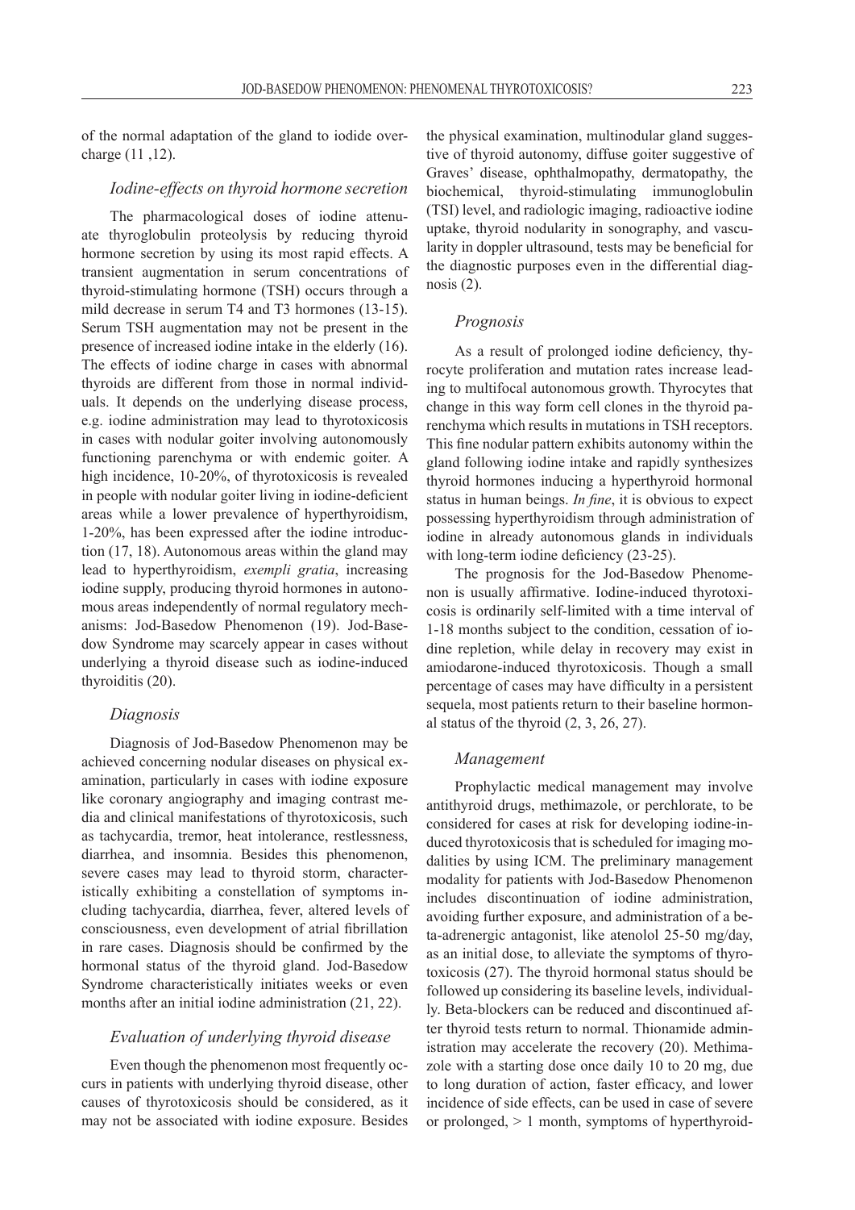of the normal adaptation of the gland to iodide overcharge (11 ,12).

### *Iodine-effects on thyroid hormone secretion*

The pharmacological doses of iodine attenuate thyroglobulin proteolysis by reducing thyroid hormone secretion by using its most rapid effects. A transient augmentation in serum concentrations of thyroid-stimulating hormone (TSH) occurs through a mild decrease in serum T4 and T3 hormones (13-15). Serum TSH augmentation may not be present in the presence of increased iodine intake in the elderly (16). The effects of iodine charge in cases with abnormal thyroids are different from those in normal individuals. It depends on the underlying disease process, e.g. iodine administration may lead to thyrotoxicosis in cases with nodular goiter involving autonomously functioning parenchyma or with endemic goiter. A high incidence, 10-20%, of thyrotoxicosis is revealed in people with nodular goiter living in iodine-deficient areas while a lower prevalence of hyperthyroidism, 1-20%, has been expressed after the iodine introduction (17, 18). Autonomous areas within the gland may lead to hyperthyroidism, *exempli gratia*, increasing iodine supply, producing thyroid hormones in autonomous areas independently of normal regulatory mechanisms: Jod-Basedow Phenomenon (19). Jod-Basedow Syndrome may scarcely appear in cases without underlying a thyroid disease such as iodine-induced thyroiditis (20).

### *Diagnosis*

Diagnosis of Jod-Basedow Phenomenon may be achieved concerning nodular diseases on physical examination, particularly in cases with iodine exposure like coronary angiography and imaging contrast media and clinical manifestations of thyrotoxicosis, such as tachycardia, tremor, heat intolerance, restlessness, diarrhea, and insomnia. Besides this phenomenon, severe cases may lead to thyroid storm, characteristically exhibiting a constellation of symptoms including tachycardia, diarrhea, fever, altered levels of consciousness, even development of atrial fibrillation in rare cases. Diagnosis should be confirmed by the hormonal status of the thyroid gland. Jod-Basedow Syndrome characteristically initiates weeks or even months after an initial iodine administration (21, 22).

### *Evaluation of underlying thyroid disease*

Even though the phenomenon most frequently occurs in patients with underlying thyroid disease, other causes of thyrotoxicosis should be considered, as it may not be associated with iodine exposure. Besides the physical examination, multinodular gland suggestive of thyroid autonomy, diffuse goiter suggestive of Graves' disease, ophthalmopathy, dermatopathy, the biochemical, thyroid-stimulating immunoglobulin (TSI) level, and radiologic imaging, radioactive iodine uptake, thyroid nodularity in sonography, and vascularity in doppler ultrasound, tests may be beneficial for the diagnostic purposes even in the differential diagnosis (2).

### *Prognosis*

As a result of prolonged iodine deficiency, thyrocyte proliferation and mutation rates increase leading to multifocal autonomous growth. Thyrocytes that change in this way form cell clones in the thyroid parenchyma which results in mutations in TSH receptors. This fine nodular pattern exhibits autonomy within the gland following iodine intake and rapidly synthesizes thyroid hormones inducing a hyperthyroid hormonal status in human beings. *In fine*, it is obvious to expect possessing hyperthyroidism through administration of iodine in already autonomous glands in individuals with long-term iodine deficiency (23-25).

The prognosis for the Jod-Basedow Phenomenon is usually affirmative. Iodine-induced thyrotoxicosis is ordinarily self-limited with a time interval of 1-18 months subject to the condition, cessation of iodine repletion, while delay in recovery may exist in amiodarone-induced thyrotoxicosis. Though a small percentage of cases may have difficulty in a persistent sequela, most patients return to their baseline hormonal status of the thyroid (2, 3, 26, 27).

### *Management*

Prophylactic medical management may involve antithyroid drugs, methimazole, or perchlorate, to be considered for cases at risk for developing iodine-induced thyrotoxicosis that is scheduled for imaging modalities by using ICM. The preliminary management modality for patients with Jod-Basedow Phenomenon includes discontinuation of iodine administration, avoiding further exposure, and administration of a beta-adrenergic antagonist, like atenolol 25-50 mg/day, as an initial dose, to alleviate the symptoms of thyrotoxicosis (27). The thyroid hormonal status should be followed up considering its baseline levels, individually. Beta-blockers can be reduced and discontinued after thyroid tests return to normal. Thionamide administration may accelerate the recovery (20). Methimazole with a starting dose once daily 10 to 20 mg, due to long duration of action, faster efficacy, and lower incidence of side effects, can be used in case of severe or prolonged, > 1 month, symptoms of hyperthyroid-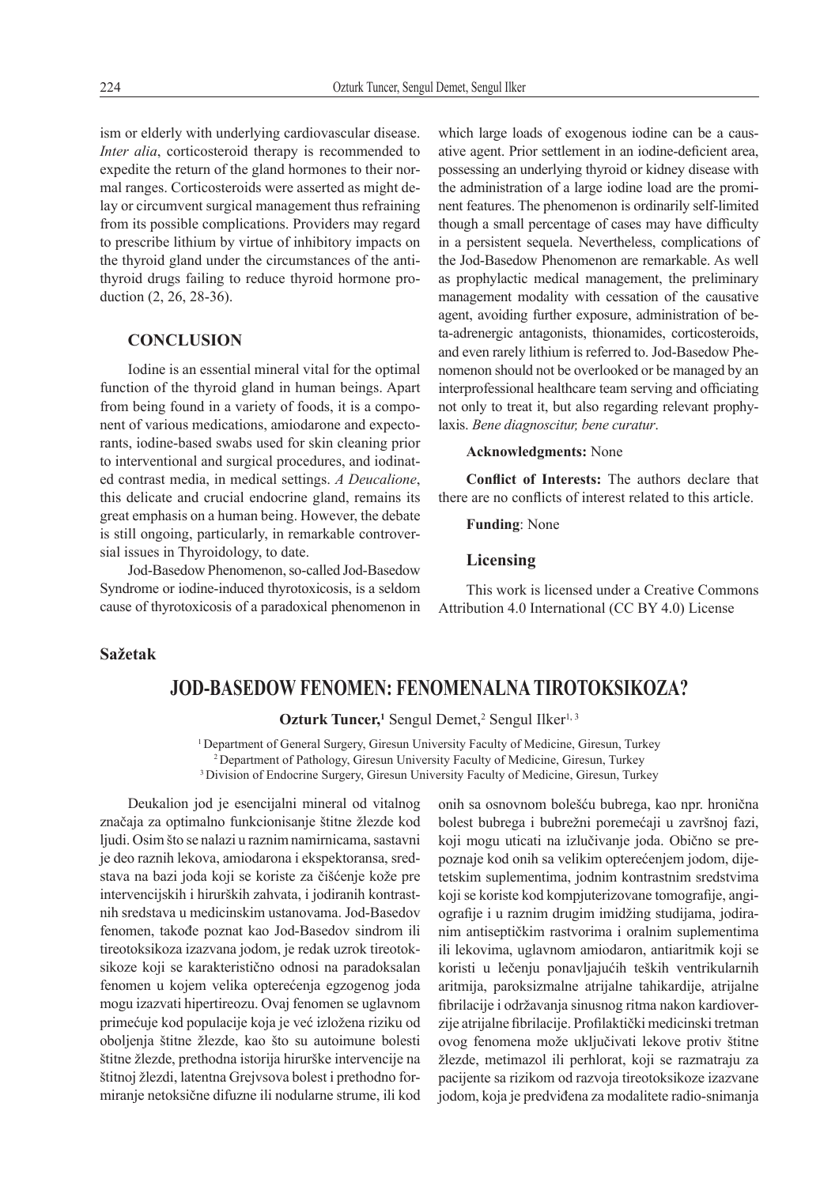ism or elderly with underlying cardiovascular disease. *Inter alia*, corticosteroid therapy is recommended to expedite the return of the gland hormones to their normal ranges. Corticosteroids were asserted as might delay or circumvent surgical management thus refraining from its possible complications. Providers may regard to prescribe lithium by virtue of inhibitory impacts on the thyroid gland under the circumstances of the antithyroid drugs failing to reduce thyroid hormone production (2, 26, 28-36).

## CONCLUSION

Iodine is an essential mineral vital for the optimal function of the thyroid gland in human beings. Apart from being found in a variety of foods, it is a component of various medications, amiodarone and expectorants, iodine-based swabs used for skin cleaning prior to interventional and surgical procedures, and iodinated contrast media, in medical settings. *A Deucalione*, this delicate and crucial endocrine gland, remains its great emphasis on a human being. However, the debate is still ongoing, particularly, in remarkable controversial issues in Thyroidology, to date.

Jod-Basedow Phenomenon, so-called Jod-Basedow Syndrome or iodine-induced thyrotoxicosis, is a seldom cause of thyrotoxicosis of a paradoxical phenomenon in which large loads of exogenous iodine can be a causative agent. Prior settlement in an iodine-deficient area, possessing an underlying thyroid or kidney disease with the administration of a large iodine load are the prominent features. The phenomenon is ordinarily self-limited though a small percentage of cases may have difficulty in a persistent sequela. Nevertheless, complications of the Jod-Basedow Phenomenon are remarkable. As well as prophylactic medical management, the preliminary management modality with cessation of the causative agent, avoiding further exposure, administration of beta-adrenergic antagonists, thionamides, corticosteroids, and even rarely lithium is referred to. Jod-Basedow Phenomenon should not be overlooked or be managed by an interprofessional healthcare team serving and officiating not only to treat it, but also regarding relevant prophylaxis. *Bene diagnoscitur, bene curatur*.

**Acknowledgments:** None

**Conflict of Interests:** The authors declare that there are no conflicts of interest related to this article.

**Funding**: None

### Licensing

This work is licensed under a Creative Commons Attribution 4.0 International (CC BY 4.0) License

**Sažetak**

## JOD-BASEDOW FENOMEN: FENOMENALNA TIROTOKSIKOZA?

**Ozturk Tuncer,**[1] Sengul Demet,[2] Sengul Ilker[1, 3]

[1] Department of General Surgery, Giresun University Faculty of Medicine, Giresun, Turkey
[2] Department of Pathology, Giresun University Faculty of Medicine, Giresun, Turkey
[3] Division of Endocrine Surgery, Giresun University Faculty of Medicine, Giresun, Turkey

Deukalion jod je esencijalni mineral od vitalnog značaja za optimalno funkcionisanje štitne žlezde kod ljudi. Osim što se nalazi u raznim namirnicama, sastavni je deo raznih lekova, amiodarona i ekspektoransa, sredstava na bazi joda koji se koriste za čišćenje kože pre intervencijskih i hirurških zahvata, i jodiranih kontrastnih sredstava u medicinskim ustanovama. Jod-Basedow fenomen, takođe poznat kao Jod-Basedov sindrom ili tireotoksikoza izazvana jodom, je redak uzrok tireotoksikoze koji se karakteristično odnosi na paradoksalan fenomen u kojem velika opterećenja egzogenog joda mogu izazvati hipertireozu. Ovaj fenomen se uglavnom primećuje kod populacije koja je već izložena riziku od oboljenja štitne žlezde, kao što su autoimune bolesti štitne žlezde, prethodna istorija hirurške intervencije na štitnoj žlezdi, latentna Grejvsova bolest i prethodno formiranje netoksične difuzne ili nodularne strume, ili kod onih sa osnovnom bolešću bubrega, kao npr. hronična bolest bubrega i bubrežni poremećaji u završnoj fazi, koji mogu uticati na izlučivanje joda. Obično se prepoznaje kod onih sa velikim opterećenjem jodom, dijetetskim suplementima, jodnim kontrastnim sredstvima koji se koriste kod kompjuterizovane tomografije, angiografije i u raznim drugim imidžing studijama, jodiranim antiseptičkim rastvorima i oralnim suplementima ili lekovima, uglavnom amiodaron, antiaritmik koji se koristi u lečenju ponavljajućih teških ventrikularnih aritmija, paroksizmalne atrijalne tahikardije, atrijalne fibrilacije i održavanja sinusnog ritma nakon kardioverzije atrijalne fibrilacije. Profilaktički medicinski tretman ovog fenomena može uključivati lekove protiv štitne žlezde, metimazol ili perhlorat, koji se razmatraju za pacijente sa rizikom od razvoja tireotoksikoze izazvane jodom, koja je predviđena za modalitete radio-snimanja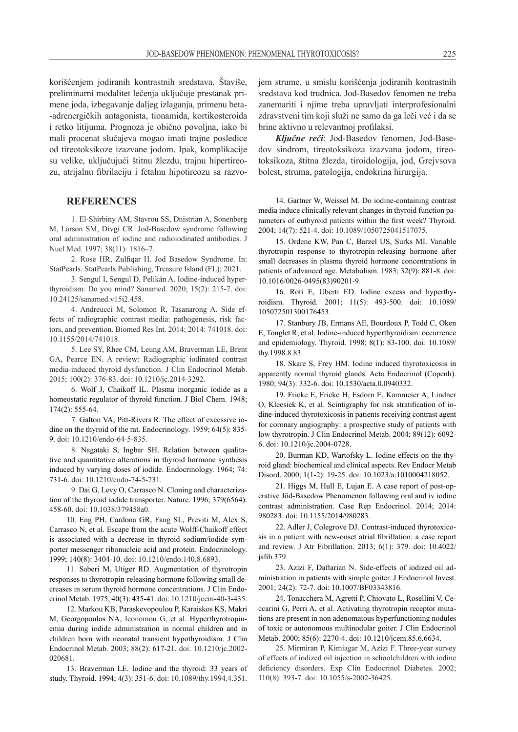korišćenjem jodiranih kontrastnih sredstava. Štaviše, preliminarni modalitet lečenja uključuje prestanak primene joda, izbegavanje daljeg izlaganja, primenu beta-adrenergičkih antagonista, tionamida, kortikosteroida i retko litijuma. Prognoza je obično povoljna, iako bi mali procenat slučajeva mogao imati trajne posledice od tireotoksikoze izazvane jodom. Ipak, komplikacije su velike, uključujući štitnu žlezdu, trajnu hipertireozu, atrijalnu fibrilaciju i fetalnu hipotireozu sa razvojem strume, u smislu korišćenja jodiranih kontrastnih sredstava kod trudnica. Jod-Basedov fenomen ne treba zanemariti i njime treba upravljati interprofesionalni zdravstveni tim koji služi ne samo da ga leči već i da se brine aktivno u relevantnoj profilaksi.

***Ključne reči***: Jod-Basedov fenomen, Jod-Basedov sindrom, tireotoksikoza izazvana jodom, tireotoksikoza, štitna žlezda, tiroidologija, jod, Grejvsova bolest, struma, patologija, endokrina hirurgija.

## REFERENCES

1. El-Shirbiny AM, Stavrou SS, Dnistrian A, Sonenberg M, Larson SM, Divgi CR. Jod-Basedow syndrome following oral administration of iodine and radioiodinated antibodies. J Nucl Med. 1997; 38(11): 1816–7.

2. Rose HR, Zulfiqar H. Jod Basedow Syndrome. In: StatPearls. StatPearls Publishing, Treasure Island (FL); 2021.

3. Sengul I, Sengul D, Pelikán A. Iodine-induced hyperthyroidism: Do you mind? Sanamed. 2020; 15(2): 215-7. doi: 10.24125/sanamed.v15i2.458.

4. Andreucci M, Solomon R, Tasanarong A. Side effects of radiographic contrast media: pathogenesis, risk factors, and prevention. Biomed Res Int. 2014; 2014: 741018. doi: 10.1155/2014/741018.

5. Lee SY, Rhee CM, Leung AM, Braverman LE, Brent GA, Pearce EN. A review: Radiographic iodinated contrast media-induced thyroid dysfunction. J Clin Endocrinol Metab. 2015; 100(2): 376-83. doi: 10.1210/jc.2014-3292.

6. Wolf J, Chaikoff IL. Plasma inorganic iodide as a homeostatic regulator of thyroid function. J Biol Chem. 1948; 174(2): 555-64.

7. Galton VA, Pitt-Rivers R. The effect of excessive iodine on the thyroid of the rat. Endocrinology. 1959; 64(5): 835-9. doi: 10.1210/endo-64-5-835.

8. Nagataki S, Ingbar SH. Relation between qualitative and quantitative alterations in thyroid hormone synthesis induced by varying doses of iodide. Endocrinology. 1964; 74: 731-6. doi: 10.1210/endo-74-5-731.

9. Dai G, Levy O, Carrasco N. Cloning and characterization of the thyroid iodide transporter. Nature. 1996; 379(6564): 458-60. doi: 10.1038/379458a0.

10. Eng PH, Cardona GR, Fang SL, Previti M, Alex S, Carrasco N, et al. Escape from the acute Wolff-Chaikoff effect is associated with a decrease in thyroid sodium/iodide symporter messenger ribonucleic acid and protein. Endocrinology. 1999; 140(8): 3404-10. doi: 10.1210/endo.140.8.6893.

11. Saberi M, Utiger RD. Augmentation of thyrotropin responses to thyrotropin-releasing hormone following small decreases in serum thyroid hormone concentrations. J Clin Endocrinol Metab. 1975; 40(3): 435-41. doi: 10.1210/jcem-40-3-435.

12. Markou KB, Paraskevopoulou P, Karaiskos KS, Makri M, Georgopoulos NA, Iconomou G, et al. Hyperthyrotropinemia during iodide administration in normal children and in children born with neonatal transient hypothyroidism. J Clin Endocrinol Metab. 2003; 88(2): 617-21. doi: 10.1210/jc.2002-020681.

13. Braverman LE. Iodine and the thyroid: 33 years of study. Thyroid. 1994; 4(3): 351-6. doi: 10.1089/thy.1994.4.351.

14. Gartner W, Weissel M. Do iodine-containing contrast media induce clinically relevant changes in thyroid function parameters of euthyroid patients within the first week? Thyroid. 2004; 14(7): 521-4. doi: 10.1089/1050725041517075.

15. Ordene KW, Pan C, Barzel US, Surks MI. Variable thyrotropin response to thyrotropin-releasing hormone after small decreases in plasma thyroid hormone concentrations in patients of advanced age. Metabolism. 1983; 32(9): 881-8. doi: 10.1016/0026-0495(83)90201-9.

16. Roti E, Uberti ED. Iodine excess and hyperthyroidism. Thyroid. 2001; 11(5): 493-500. doi: 10.1089/105072501300176453.

17. Stanbury JB, Ermans AE, Bourdoux P, Todd C, Oken E, Tonglet R, et al. Iodine-induced hyperthyroidism: occurrence and epidemiology. Thyroid. 1998; 8(1): 83-100. doi: 10.1089/thy.1998.8.83.

18. Skare S, Frey HM. Iodine induced thyrotoxicosis in apparently normal thyroid glands. Acta Endocrinol (Copenh). 1980; 94(3): 332-6. doi: 10.1530/acta.0.0940332.

19. Fricke E, Fricke H, Esdorn E, Kammeier A, Lindner O, Kleesiek K, et al. Scintigraphy for risk stratification of iodine-induced thyrotoxicosis in patients receiving contrast agent for coronary angiography: a prospective study of patients with low thyrotropin. J Clin Endocrinol Metab. 2004; 89(12): 6092-6. doi: 10.1210/jc.2004-0728.

20. Burman KD, Wartofsky L. Iodine effects on the thyroid gland: biochemical and clinical aspects. Rev Endocr Metab Disord. 2000; 1(1-2): 19-25. doi: 10.1023/a:1010004218052.

21. Higgs M, Hull E, Lujan E. A case report of post-operative Jöd-Basedow Phenomenon following oral and iv iodine contrast administration. Case Rep Endocrinol. 2014; 2014: 980283. doi: 10.1155/2014/980283.

22. Adler J, Colegrove DJ. Contrast-induced thyrotoxicosis in a patient with new-onset atrial fibrillation: a case report and review. J Atr Fibrillation. 2013; 6(1): 379. doi: 10.4022/jafib.379.

23. Azizi F, Daftarian N. Side-effects of iodized oil administration in patients with simple goiter. J Endocrinol Invest. 2001; 24(2): 72-7. doi: 10.1007/BF03343816.

24. Tonacchera M, Agretti P, Chiovato L, Rosellini V, Ceccarini G, Perri A, et al. Activating thyrotropin receptor mutations are present in non adenomatous hyperfunctioning nodules of toxic or autonomous multinodular goiter. J Clin Endocrinol Metab. 2000; 85(6): 2270-4. doi: 10.1210/jcem.85.6.6634.

25. Mirmiran P, Kimiagar M, Azizi F. Three-year survey of effects of iodized oil injection in schoolchildren with iodine deficiency disorders. Exp Clin Endocrinol Diabetes. 2002; 110(8): 393-7. doi: 10.1055/s-2002-36425.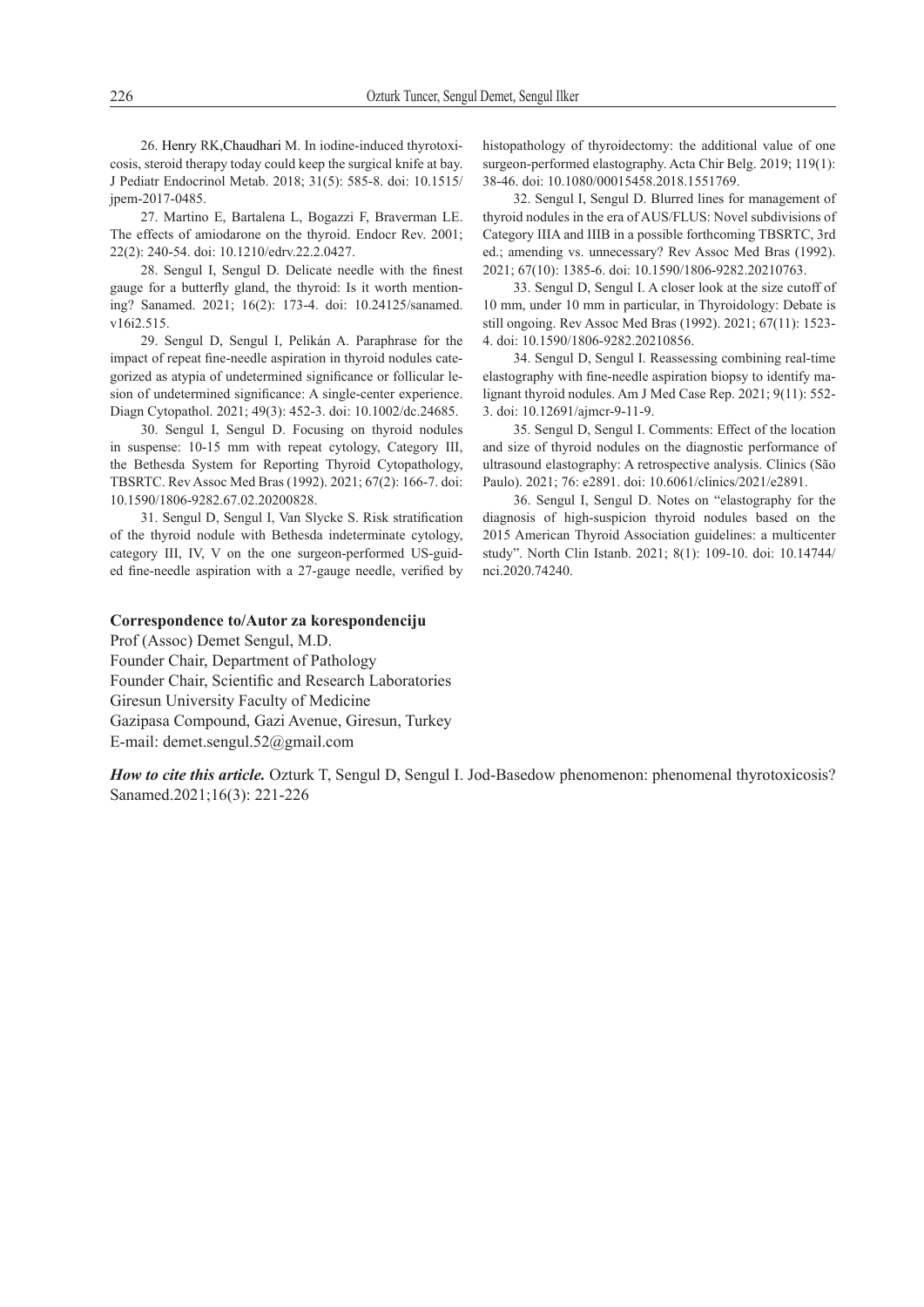26. Henry RK,Chaudhari M. In iodine-induced thyrotoxicosis, steroid therapy today could keep the surgical knife at bay. J Pediatr Endocrinol Metab. 2018; 31(5): 585-8. doi: 10.1515/jpem-2017-0485.

27. Martino E, Bartalena L, Bogazzi F, Braverman LE. The effects of amiodarone on the thyroid. Endocr Rev. 2001; 22(2): 240-54. doi: 10.1210/edrv.22.2.0427.

28. Sengul I, Sengul D. Delicate needle with the finest gauge for a butterfly gland, the thyroid: Is it worth mentioning? Sanamed. 2021; 16(2): 173-4. doi: 10.24125/sanamed.v16i2.515.

29. Sengul D, Sengul I, Pelikán A. Paraphrase for the impact of repeat fine-needle aspiration in thyroid nodules categorized as atypia of undetermined significance or follicular lesion of undetermined significance: A single-center experience. Diagn Cytopathol. 2021; 49(3): 452-3. doi: 10.1002/dc.24685.

30. Sengul I, Sengul D. Focusing on thyroid nodules in suspense: 10-15 mm with repeat cytology, Category III, the Bethesda System for Reporting Thyroid Cytopathology, TBSRTC. Rev Assoc Med Bras (1992). 2021; 67(2): 166-7. doi: 10.1590/1806-9282.67.02.20200828.

31. Sengul D, Sengul I, Van Slycke S. Risk stratification of the thyroid nodule with Bethesda indeterminate cytology, category III, IV, V on the one surgeon-performed US-guided fine-needle aspiration with a 27-gauge needle, verified by histopathology of thyroidectomy: the additional value of one surgeon-performed elastography. Acta Chir Belg. 2019; 119(1): 38-46. doi: 10.1080/00015458.2018.1551769.

32. Sengul I, Sengul D. Blurred lines for management of thyroid nodules in the era of AUS/FLUS: Novel subdivisions of Category IIIA and IIIB in a possible forthcoming TBSRTC, 3rd ed.; amending vs. unnecessary? Rev Assoc Med Bras (1992). 2021; 67(10): 1385-6. doi: 10.1590/1806-9282.20210763.

33. Sengul D, Sengul I. A closer look at the size cutoff of 10 mm, under 10 mm in particular, in Thyroidology: Debate is still ongoing. Rev Assoc Med Bras (1992). 2021; 67(11): 1523-4. doi: 10.1590/1806-9282.20210856.

34. Sengul D, Sengul I. Reassessing combining real-time elastography with fine-needle aspiration biopsy to identify malignant thyroid nodules. Am J Med Case Rep. 2021; 9(11): 552-3. doi: 10.12691/ajmcr-9-11-9.

35. Sengul D, Sengul I. Comments: Effect of the location and size of thyroid nodules on the diagnostic performance of ultrasound elastography: A retrospective analysis. Clinics (São Paulo). 2021; 76: e2891. doi: 10.6061/clinics/2021/e2891.

36. Sengul I, Sengul D. Notes on "elastography for the diagnosis of high-suspicion thyroid nodules based on the 2015 American Thyroid Association guidelines: a multicenter study". North Clin Istanb. 2021; 8(1): 109-10. doi: 10.14744/nci.2020.74240.

**Correspondence to/Autor za korespondenciju**

Prof (Assoc) Demet Sengul, M.D.
Founder Chair, Department of Pathology
Founder Chair, Scientific and Research Laboratories
Giresun University Faculty of Medicine
Gazipasa Compound, Gazi Avenue, Giresun, Turkey
E-mail: demet.sengul.52@gmail.com

***How to cite this article.*** Ozturk T, Sengul D, Sengul I. Jod-Basedow phenomenon: phenomenal thyrotoxicosis? Sanamed.2021;16(3): 221-226